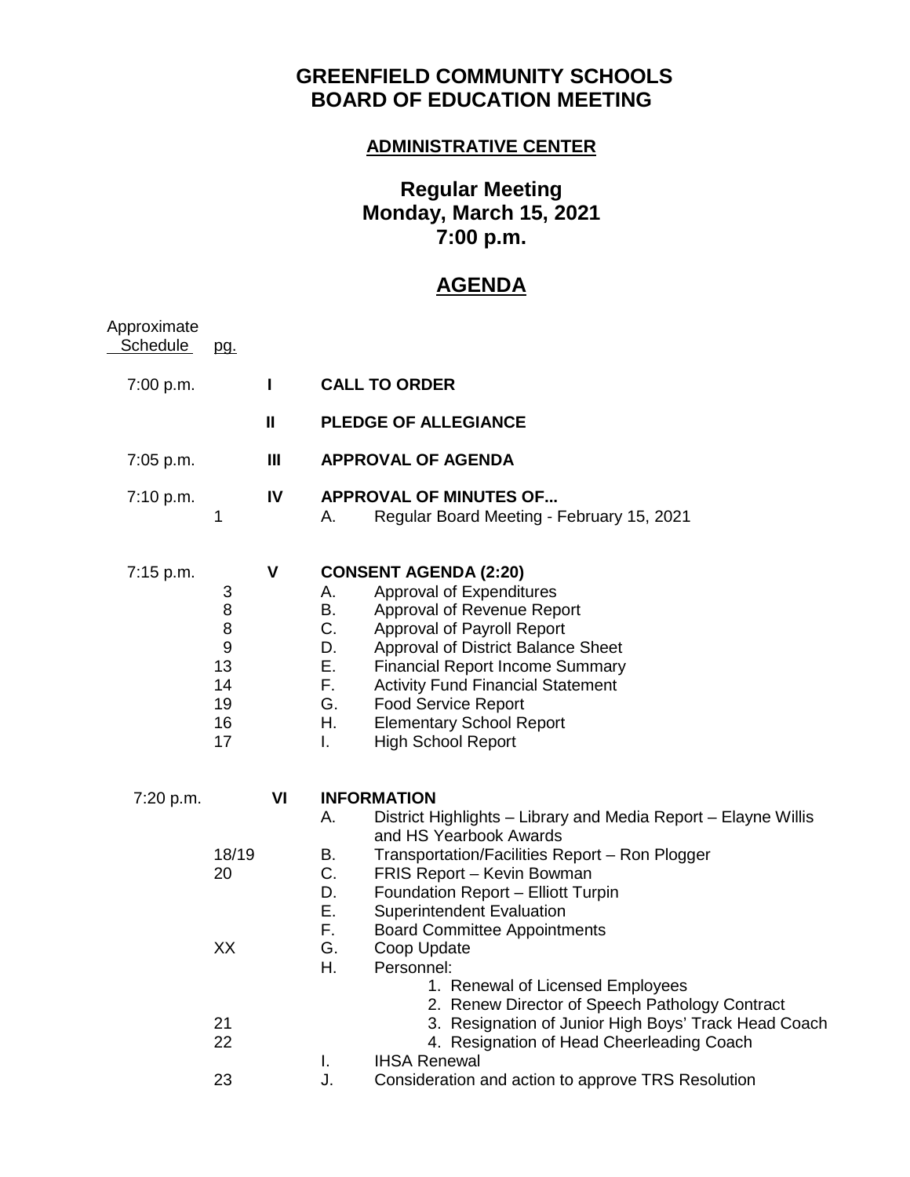# GREENFIELD COMMUNITY SCHOOLS
# BOARD OF EDUCATION MEETING

## ADMINISTRATIVE CENTER

## Regular Meeting
## Monday, March 15, 2021
## 7:00 p.m.

## AGENDA

| Approximate Schedule | pg. | | | |
|---|---|---|---|---|
| 7:00 p.m. | | I | | **CALL TO ORDER** |
| | | II | | **PLEDGE OF ALLEGIANCE** |
| 7:05 p.m. | | III | | **APPROVAL OF AGENDA** |
| 7:10 p.m. | | IV | | **APPROVAL OF MINUTES OF...** |
| | 1 | | A. | Regular Board Meeting - February 15, 2021 |
| 7:15 p.m. | | V | | **CONSENT AGENDA (2:20)** |
| | 3 | | A. | Approval of Expenditures |
| | 8 | | B. | Approval of Revenue Report |
| | 8 | | C. | Approval of Payroll Report |
| | 9 | | D. | Approval of District Balance Sheet |
| | 13 | | E. | Financial Report Income Summary |
| | 14 | | F. | Activity Fund Financial Statement |
| | 19 | | G. | Food Service Report |
| | 16 | | H. | Elementary School Report |
| | 17 | | I. | High School Report |
| 7:20 p.m. | | VI | | **INFORMATION** |
| | | | A. | District Highlights – Library and Media Report – Elayne Willis and HS Yearbook Awards |
| | 18/19 | | B. | Transportation/Facilities Report – Ron Plogger |
| | 20 | | C. | FRIS Report – Kevin Bowman |
| | | | D. | Foundation Report – Elliott Turpin |
| | | | E. | Superintendent Evaluation |
| | | | F. | Board Committee Appointments |
| | XX | | G. | Coop Update |
| | | | H. | Personnel: |
| | | | | 1. Renewal of Licensed Employees |
| | | | | 2. Renew Director of Speech Pathology Contract |
| | 21 | | | 3. Resignation of Junior High Boys' Track Head Coach |
| | 22 | | | 4. Resignation of Head Cheerleading Coach |
| | | | I. | IHSA Renewal |
| | 23 | | J. | Consideration and action to approve TRS Resolution |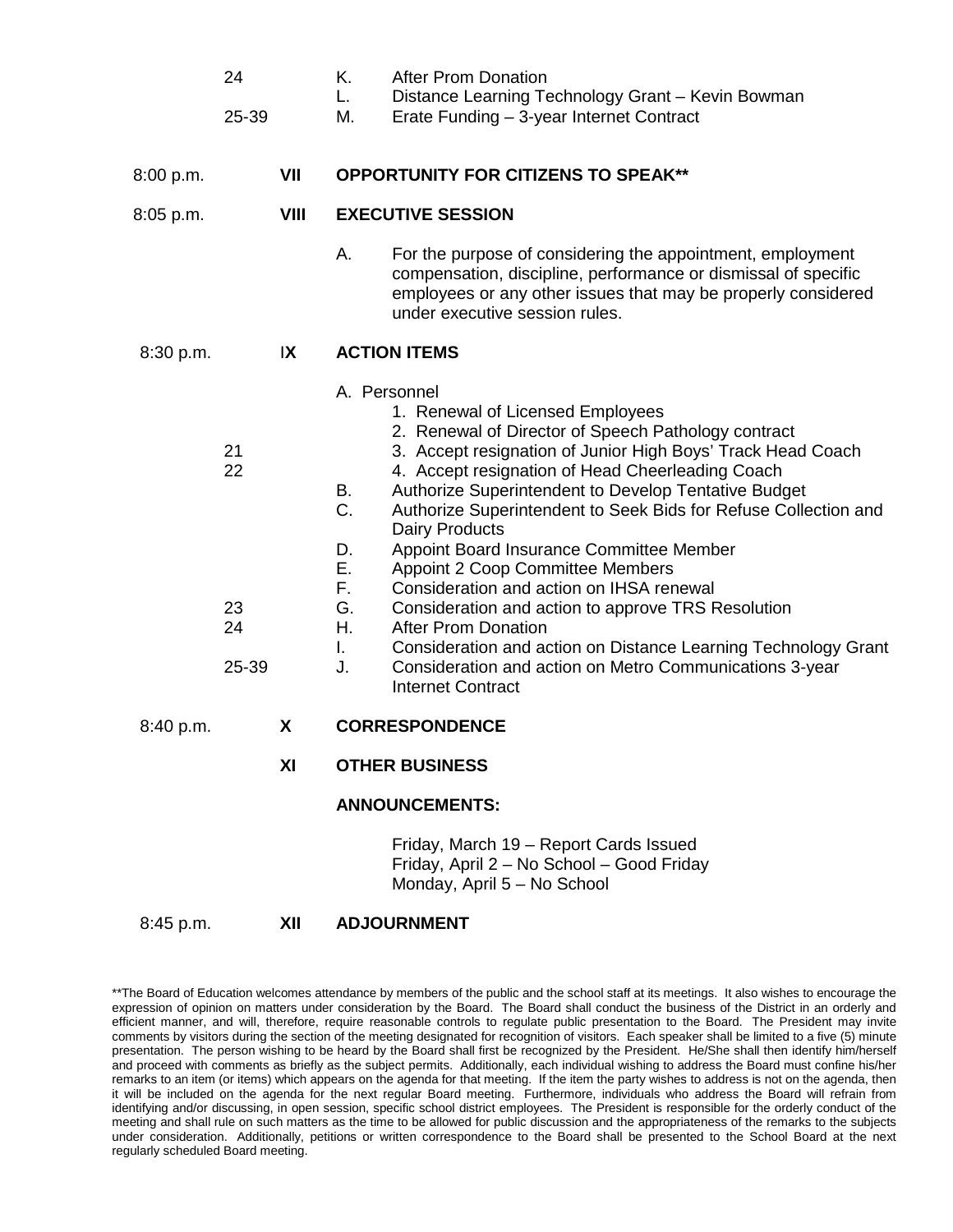| | | | |
|---|---|---|---|
| | 24 | K. | After Prom Donation |
| | | L. | Distance Learning Technology Grant – Kevin Bowman |
| | 25-39 | M. | Erate Funding – 3-year Internet Contract |

8:00 p.m. **VII** **OPPORTUNITY FOR CITIZENS TO SPEAK****

8:05 p.m. **VIII** **EXECUTIVE SESSION**

A. For the purpose of considering the appointment, employment compensation, discipline, performance or dismissal of specific employees or any other issues that may be properly considered under executive session rules.

8:30 p.m. **IX** **ACTION ITEMS**

| | | | |
|---|---|---|---|
| | | A. | Personnel |
| | | | 1. Renewal of Licensed Employees |
| | | | 2. Renewal of Director of Speech Pathology contract |
| | 21 | | 3. Accept resignation of Junior High Boys' Track Head Coach |
| | 22 | | 4. Accept resignation of Head Cheerleading Coach |
| | | B. | Authorize Superintendent to Develop Tentative Budget |
| | | C. | Authorize Superintendent to Seek Bids for Refuse Collection and Dairy Products |
| | | D. | Appoint Board Insurance Committee Member |
| | | E. | Appoint 2 Coop Committee Members |
| | | F. | Consideration and action on IHSA renewal |
| | 23 | G. | Consideration and action to approve TRS Resolution |
| | 24 | H. | After Prom Donation |
| | | I. | Consideration and action on Distance Learning Technology Grant |
| | 25-39 | J. | Consideration and action on Metro Communications 3-year Internet Contract |

8:40 p.m. **X** **CORRESPONDENCE**

**XI** **OTHER BUSINESS**

**ANNOUNCEMENTS:**

Friday, March 19 – Report Cards Issued
Friday, April 2 – No School – Good Friday
Monday, April 5 – No School

8:45 p.m. **XII** **ADJOURNMENT**

**The Board of Education welcomes attendance by members of the public and the school staff at its meetings. It also wishes to encourage the expression of opinion on matters under consideration by the Board. The Board shall conduct the business of the District in an orderly and efficient manner, and will, therefore, require reasonable controls to regulate public presentation to the Board. The President may invite comments by visitors during the section of the meeting designated for recognition of visitors. Each speaker shall be limited to a five (5) minute presentation. The person wishing to be heard by the Board shall first be recognized by the President. He/She shall then identify him/herself and proceed with comments as briefly as the subject permits. Additionally, each individual wishing to address the Board must confine his/her remarks to an item (or items) which appears on the agenda for that meeting. If the item the party wishes to address is not on the agenda, then it will be included on the agenda for the next regular Board meeting. Furthermore, individuals who address the Board will refrain from identifying and/or discussing, in open session, specific school district employees. The President is responsible for the orderly conduct of the meeting and shall rule on such matters as the time to be allowed for public discussion and the appropriateness of the remarks to the subjects under consideration. Additionally, petitions or written correspondence to the Board shall be presented to the School Board at the next regularly scheduled Board meeting.